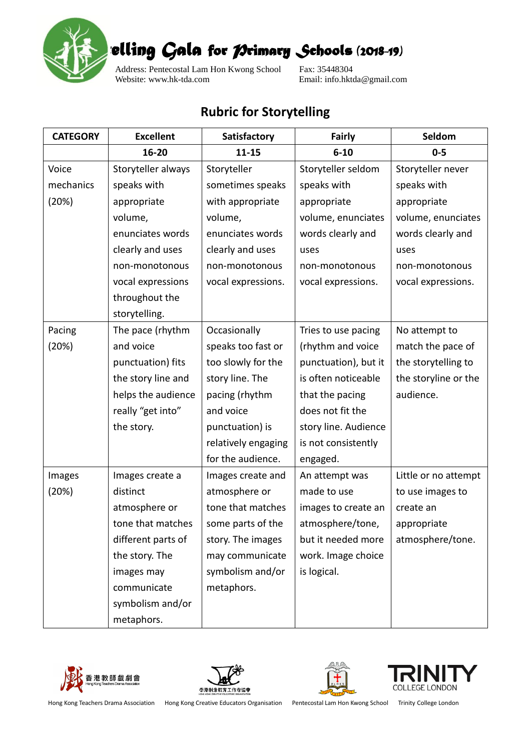# 'elling Gala for Primary Schools (2018-19)

Address: Pentecostal Lam Hon Kwong School
Website: www.hk-tda.com

Fax: 35448304
Email: info.hktda@gmail.com

## Rubric for Storytelling

| CATEGORY | Excellent | Satisfactory | Fairly | Seldom |
|---|---|---|---|---|
| | 16-20 | 11-15 | 6-10 | 0-5 |
| Voice mechanics (20%) | Storyteller always speaks with appropriate volume, enunciates words clearly and uses non-monotonous vocal expressions throughout the storytelling. | Storyteller sometimes speaks with appropriate volume, enunciates words clearly and uses non-monotonous vocal expressions. | Storyteller seldom speaks with appropriate volume, enunciates words clearly and uses non-monotonous vocal expressions. | Storyteller never speaks with appropriate volume, enunciates words clearly and uses non-monotonous vocal expressions. |
| Pacing (20%) | The pace (rhythm and voice punctuation) fits the story line and helps the audience really "get into" the story. | Occasionally speaks too fast or too slowly for the story line. The pacing (rhythm and voice punctuation) is relatively engaging for the audience. | Tries to use pacing (rhythm and voice punctuation), but it is often noticeable that the pacing does not fit the story line. Audience is not consistently engaged. | No attempt to match the pace of the storytelling to the storyline or the audience. |
| Images (20%) | Images create a distinct atmosphere or tone that matches different parts of the story. The images may communicate symbolism and/or metaphors. | Images create and atmosphere or tone that matches some parts of the story. The images may communicate symbolism and/or metaphors. | An attempt was made to use images to create an atmosphere/tone, but it needed more work. Image choice is logical. | Little or no attempt to use images to create an appropriate atmosphere/tone. |

Hong Kong Teachers Drama Association　Hong Kong Creative Educators Organisation　Pentecostal Lam Hon Kwong School　Trinity College London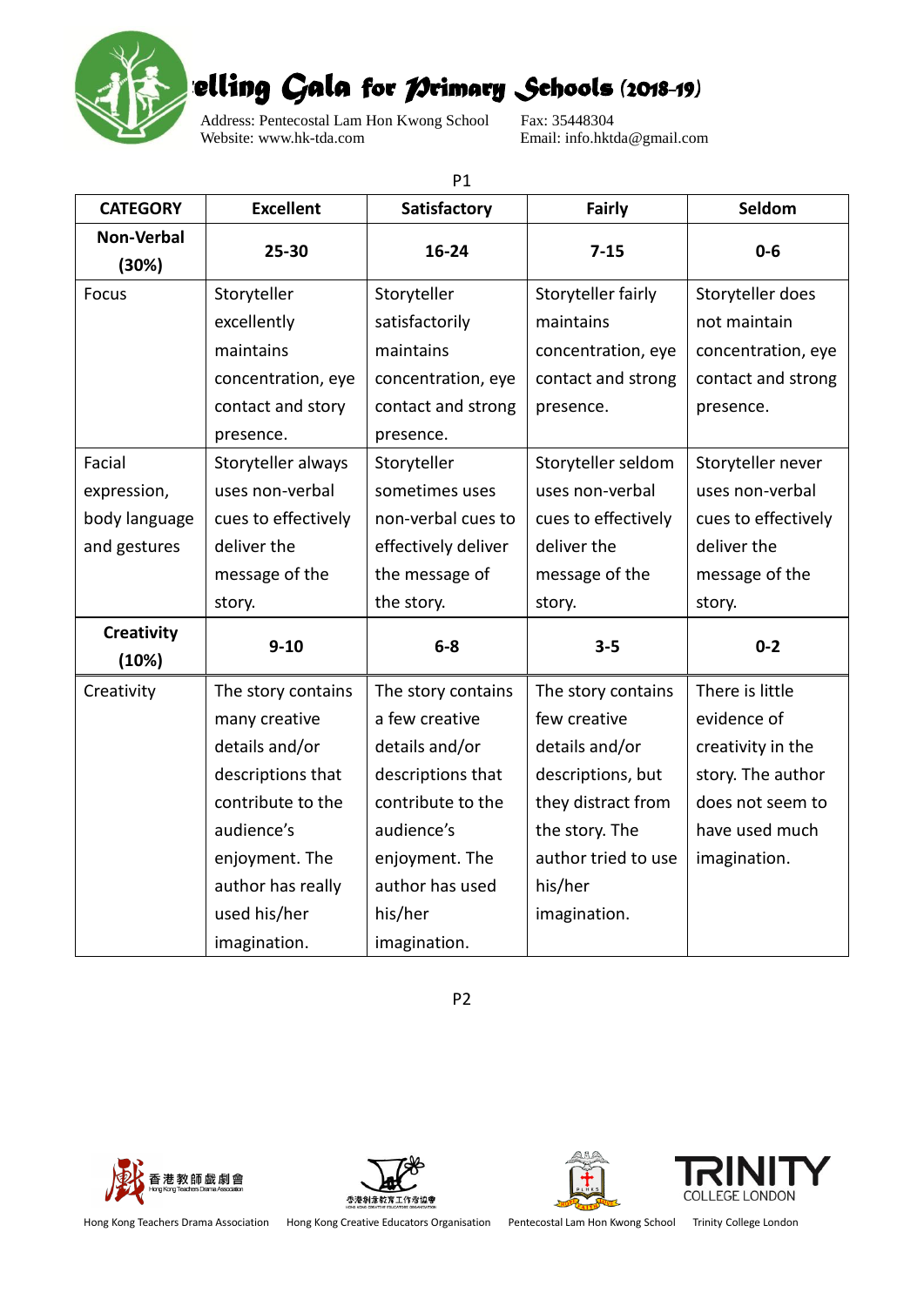# Storytelling Gala for Primary Schools (2018-19)

Address: Pentecostal Lam Hon Kwong School
Website: www.hk-tda.com

Fax: 35448304
Email: info.hktda@gmail.com

P1

| CATEGORY | Excellent | Satisfactory | Fairly | Seldom |
|---|---|---|---|---|
| **Non-Verbal (30%)** | **25-30** | **16-24** | **7-15** | **0-6** |
| Focus | Storyteller excellently maintains concentration, eye contact and story presence. | Storyteller satisfactorily maintains concentration, eye contact and strong presence. | Storyteller fairly maintains concentration, eye contact and strong presence. | Storyteller does not maintain concentration, eye contact and strong presence. |
| Facial expression, body language and gestures | Storyteller always uses non-verbal cues to effectively deliver the message of the story. | Storyteller sometimes uses non-verbal cues to effectively deliver the message of the story. | Storyteller seldom uses non-verbal cues to effectively deliver the message of the story. | Storyteller never uses non-verbal cues to effectively deliver the message of the story. |
| **Creativity (10%)** | **9-10** | **6-8** | **3-5** | **0-2** |
| Creativity | The story contains many creative details and/or descriptions that contribute to the audience's enjoyment. The author has really used his/her imagination. | The story contains a few creative details and/or descriptions that contribute to the audience's enjoyment. The author has used his/her imagination. | The story contains few creative details and/or descriptions, but they distract from the story. The author tried to use his/her imagination. | There is little evidence of creativity in the story. The author does not seem to have used much imagination. |

P2

Hong Kong Teachers Drama Association　Hong Kong Creative Educators Organisation　Pentecostal Lam Hon Kwong School　Trinity College London